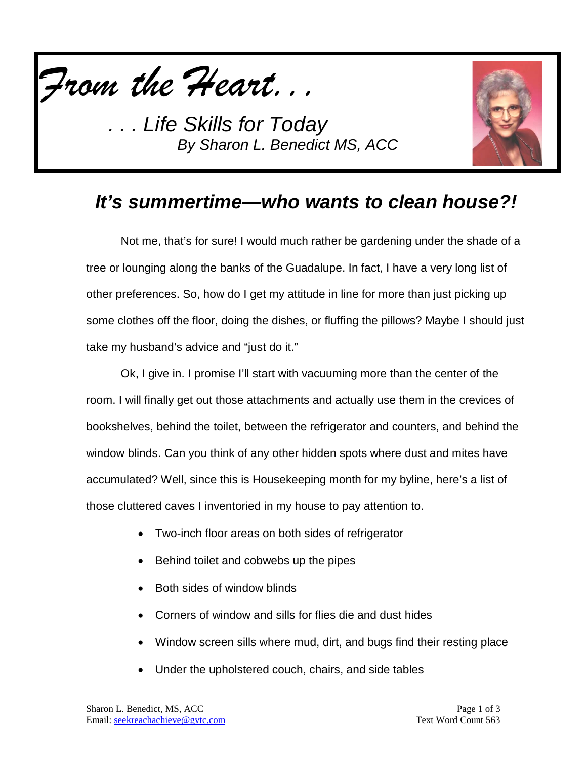# *From the Heart. . .*

*. . . Life Skills for Today*
*By Sharon L. Benedict MS, ACC*

## *It's summertime—who wants to clean house?!*

Not me, that's for sure! I would much rather be gardening under the shade of a tree or lounging along the banks of the Guadalupe. In fact, I have a very long list of other preferences. So, how do I get my attitude in line for more than just picking up some clothes off the floor, doing the dishes, or fluffing the pillows? Maybe I should just take my husband's advice and "just do it."

Ok, I give in. I promise I'll start with vacuuming more than the center of the room. I will finally get out those attachments and actually use them in the crevices of bookshelves, behind the toilet, between the refrigerator and counters, and behind the window blinds. Can you think of any other hidden spots where dust and mites have accumulated? Well, since this is Housekeeping month for my byline, here's a list of those cluttered caves I inventoried in my house to pay attention to.

- Two-inch floor areas on both sides of refrigerator
- Behind toilet and cobwebs up the pipes
- Both sides of window blinds
- Corners of window and sills for flies die and dust hides
- Window screen sills where mud, dirt, and bugs find their resting place
- Under the upholstered couch, chairs, and side tables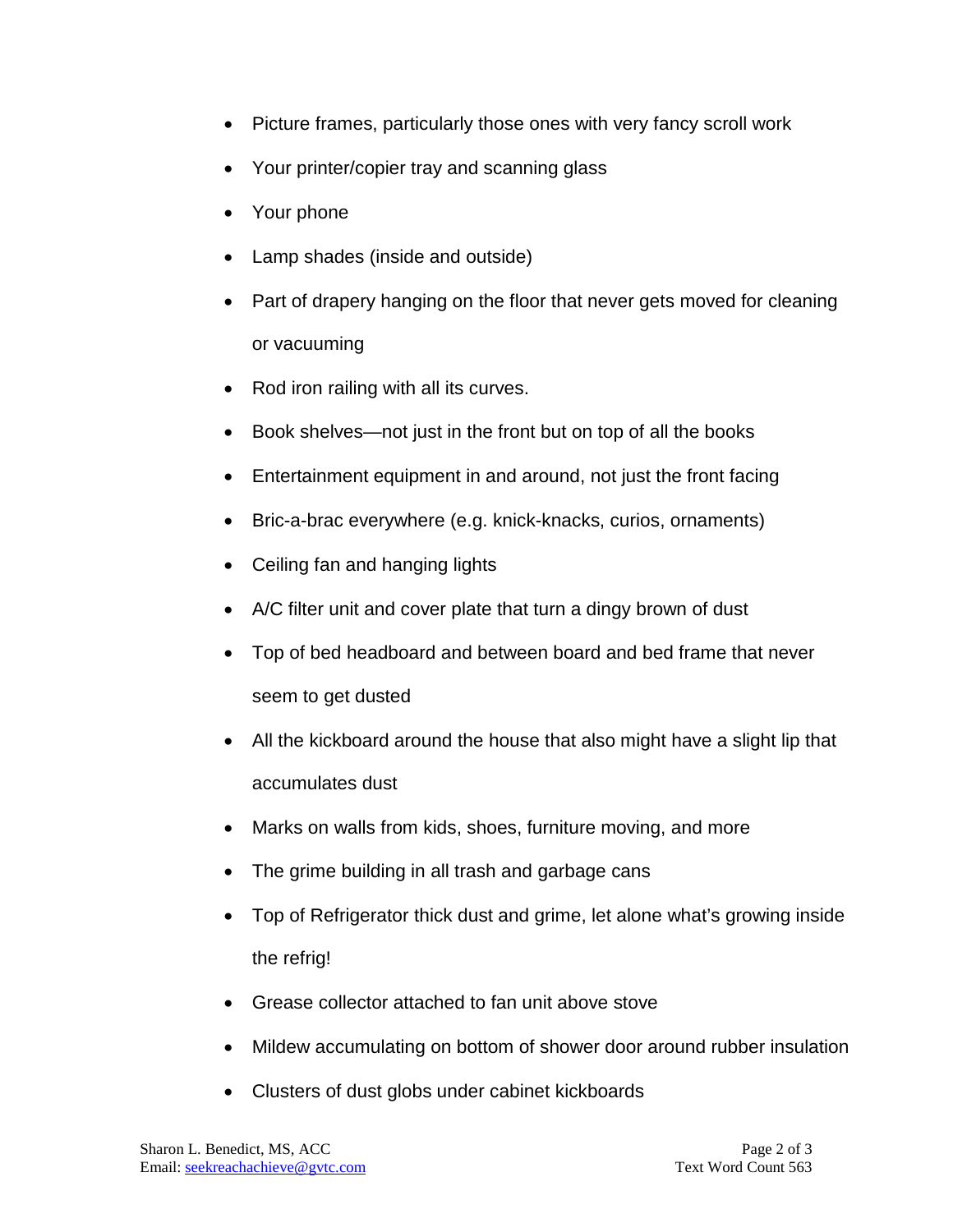- Picture frames, particularly those ones with very fancy scroll work
- Your printer/copier tray and scanning glass
- Your phone
- Lamp shades (inside and outside)
- Part of drapery hanging on the floor that never gets moved for cleaning or vacuuming
- Rod iron railing with all its curves.
- Book shelves—not just in the front but on top of all the books
- Entertainment equipment in and around, not just the front facing
- Bric-a-brac everywhere (e.g. knick-knacks, curios, ornaments)
- Ceiling fan and hanging lights
- A/C filter unit and cover plate that turn a dingy brown of dust
- Top of bed headboard and between board and bed frame that never seem to get dusted
- All the kickboard around the house that also might have a slight lip that accumulates dust
- Marks on walls from kids, shoes, furniture moving, and more
- The grime building in all trash and garbage cans
- Top of Refrigerator thick dust and grime, let alone what's growing inside the refrig!
- Grease collector attached to fan unit above stove
- Mildew accumulating on bottom of shower door around rubber insulation
- Clusters of dust globs under cabinet kickboards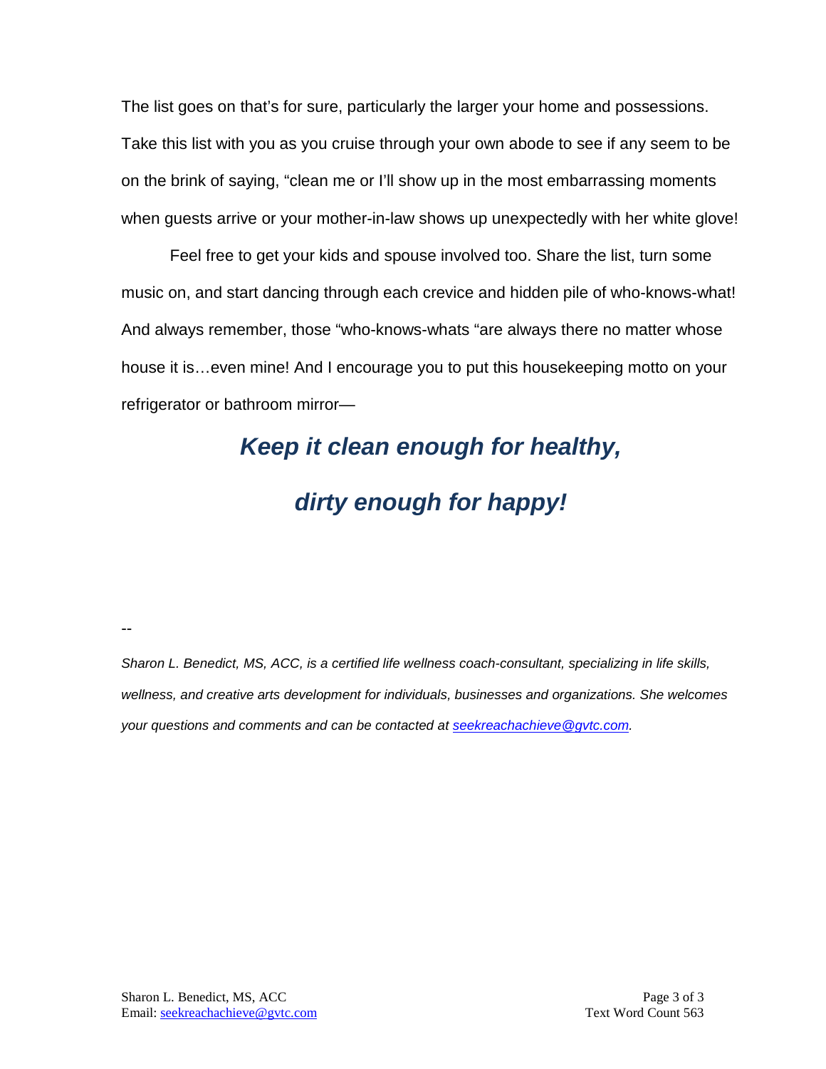The list goes on that's for sure, particularly the larger your home and possessions. Take this list with you as you cruise through your own abode to see if any seem to be on the brink of saying, "clean me or I'll show up in the most embarrassing moments when guests arrive or your mother-in-law shows up unexpectedly with her white glove!

Feel free to get your kids and spouse involved too. Share the list, turn some music on, and start dancing through each crevice and hidden pile of who-knows-what! And always remember, those "who-knows-whats "are always there no matter whose house it is…even mine! And I encourage you to put this housekeeping motto on your refrigerator or bathroom mirror—

***Keep it clean enough for healthy,***

***dirty enough for happy!***

--

*Sharon L. Benedict, MS, ACC, is a certified life wellness coach-consultant, specializing in life skills, wellness, and creative arts development for individuals, businesses and organizations. She welcomes your questions and comments and can be contacted at [seekreachachieve@gvtc.com](mailto:seekreachachieve@gvtc.com).*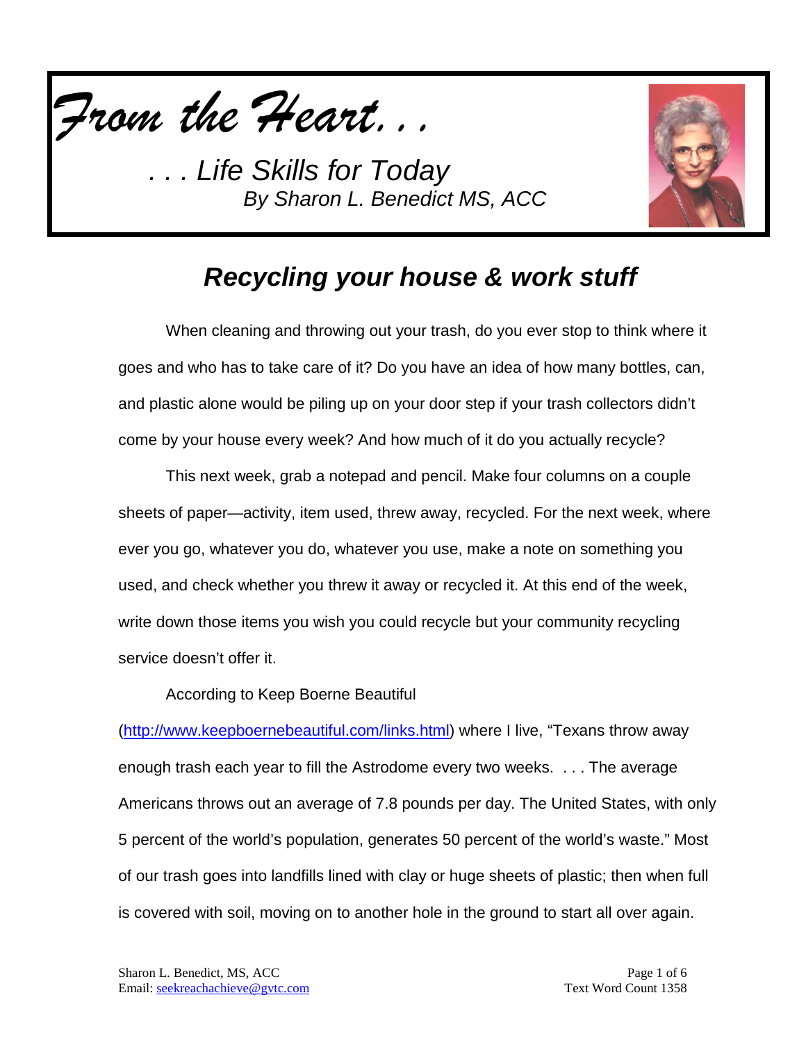*From the Heart. . .*

*. . . Life Skills for Today*
*By Sharon L. Benedict MS, ACC*

# *Recycling your house & work stuff*

When cleaning and throwing out your trash, do you ever stop to think where it goes and who has to take care of it? Do you have an idea of how many bottles, can, and plastic alone would be piling up on your door step if your trash collectors didn't come by your house every week? And how much of it do you actually recycle?

This next week, grab a notepad and pencil. Make four columns on a couple sheets of paper—activity, item used, threw away, recycled. For the next week, where ever you go, whatever you do, whatever you use, make a note on something you used, and check whether you threw it away or recycled it. At this end of the week, write down those items you wish you could recycle but your community recycling service doesn't offer it.

According to Keep Boerne Beautiful (http://www.keepboernebeautiful.com/links.html) where I live, "Texans throw away enough trash each year to fill the Astrodome every two weeks. . . . The average Americans throws out an average of 7.8 pounds per day. The United States, with only 5 percent of the world's population, generates 50 percent of the world's waste." Most of our trash goes into landfills lined with clay or huge sheets of plastic; then when full is covered with soil, moving on to another hole in the ground to start all over again.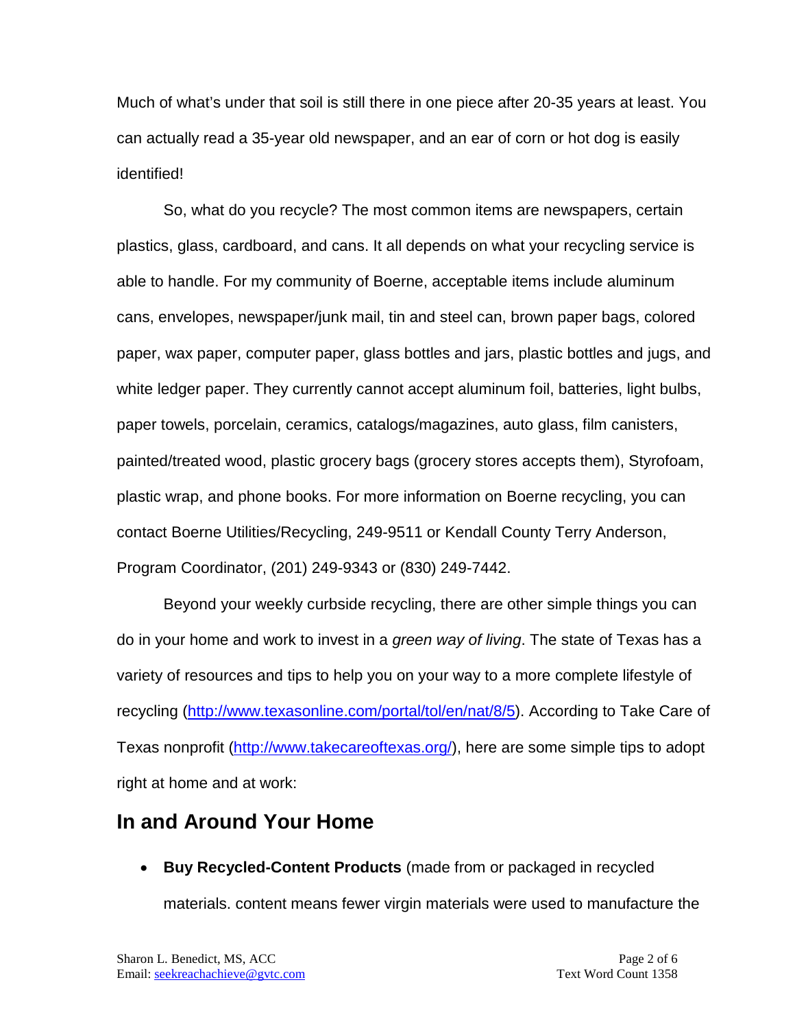Much of what's under that soil is still there in one piece after 20-35 years at least. You can actually read a 35-year old newspaper, and an ear of corn or hot dog is easily identified!

So, what do you recycle? The most common items are newspapers, certain plastics, glass, cardboard, and cans. It all depends on what your recycling service is able to handle. For my community of Boerne, acceptable items include aluminum cans, envelopes, newspaper/junk mail, tin and steel can, brown paper bags, colored paper, wax paper, computer paper, glass bottles and jars, plastic bottles and jugs, and white ledger paper. They currently cannot accept aluminum foil, batteries, light bulbs, paper towels, porcelain, ceramics, catalogs/magazines, auto glass, film canisters, painted/treated wood, plastic grocery bags (grocery stores accepts them), Styrofoam, plastic wrap, and phone books. For more information on Boerne recycling, you can contact Boerne Utilities/Recycling, 249-9511 or Kendall County Terry Anderson, Program Coordinator, (201) 249-9343 or (830) 249-7442.

Beyond your weekly curbside recycling, there are other simple things you can do in your home and work to invest in a *green way of living*. The state of Texas has a variety of resources and tips to help you on your way to a more complete lifestyle of recycling (http://www.texasonline.com/portal/tol/en/nat/8/5). According to Take Care of Texas nonprofit (http://www.takecareoftexas.org/), here are some simple tips to adopt right at home and at work:

## In and Around Your Home

- **Buy Recycled-Content Products** (made from or packaged in recycled materials. content means fewer virgin materials were used to manufacture the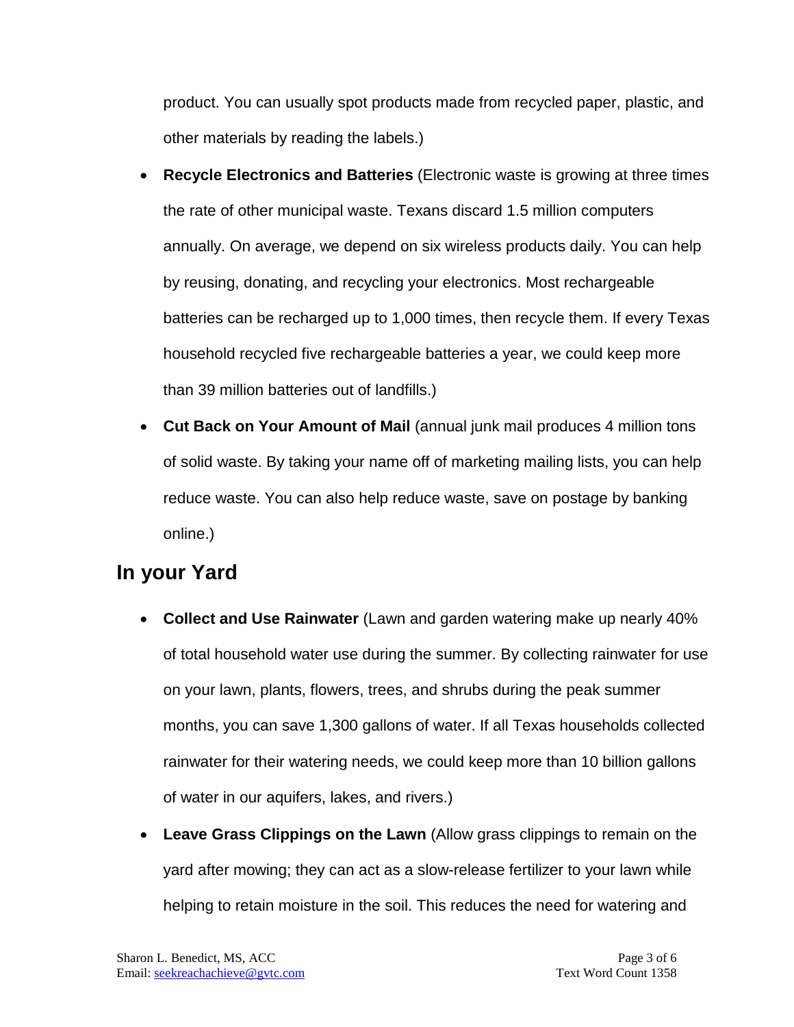product. You can usually spot products made from recycled paper, plastic, and other materials by reading the labels.)

- **Recycle Electronics and Batteries** (Electronic waste is growing at three times the rate of other municipal waste. Texans discard 1.5 million computers annually. On average, we depend on six wireless products daily. You can help by reusing, donating, and recycling your electronics. Most rechargeable batteries can be recharged up to 1,000 times, then recycle them. If every Texas household recycled five rechargeable batteries a year, we could keep more than 39 million batteries out of landfills.)
- **Cut Back on Your Amount of Mail** (annual junk mail produces 4 million tons of solid waste. By taking your name off of marketing mailing lists, you can help reduce waste. You can also help reduce waste, save on postage by banking online.)

## In your Yard

- **Collect and Use Rainwater** (Lawn and garden watering make up nearly 40% of total household water use during the summer. By collecting rainwater for use on your lawn, plants, flowers, trees, and shrubs during the peak summer months, you can save 1,300 gallons of water. If all Texas households collected rainwater for their watering needs, we could keep more than 10 billion gallons of water in our aquifers, lakes, and rivers.)
- **Leave Grass Clippings on the Lawn** (Allow grass clippings to remain on the yard after mowing; they can act as a slow-release fertilizer to your lawn while helping to retain moisture in the soil. This reduces the need for watering and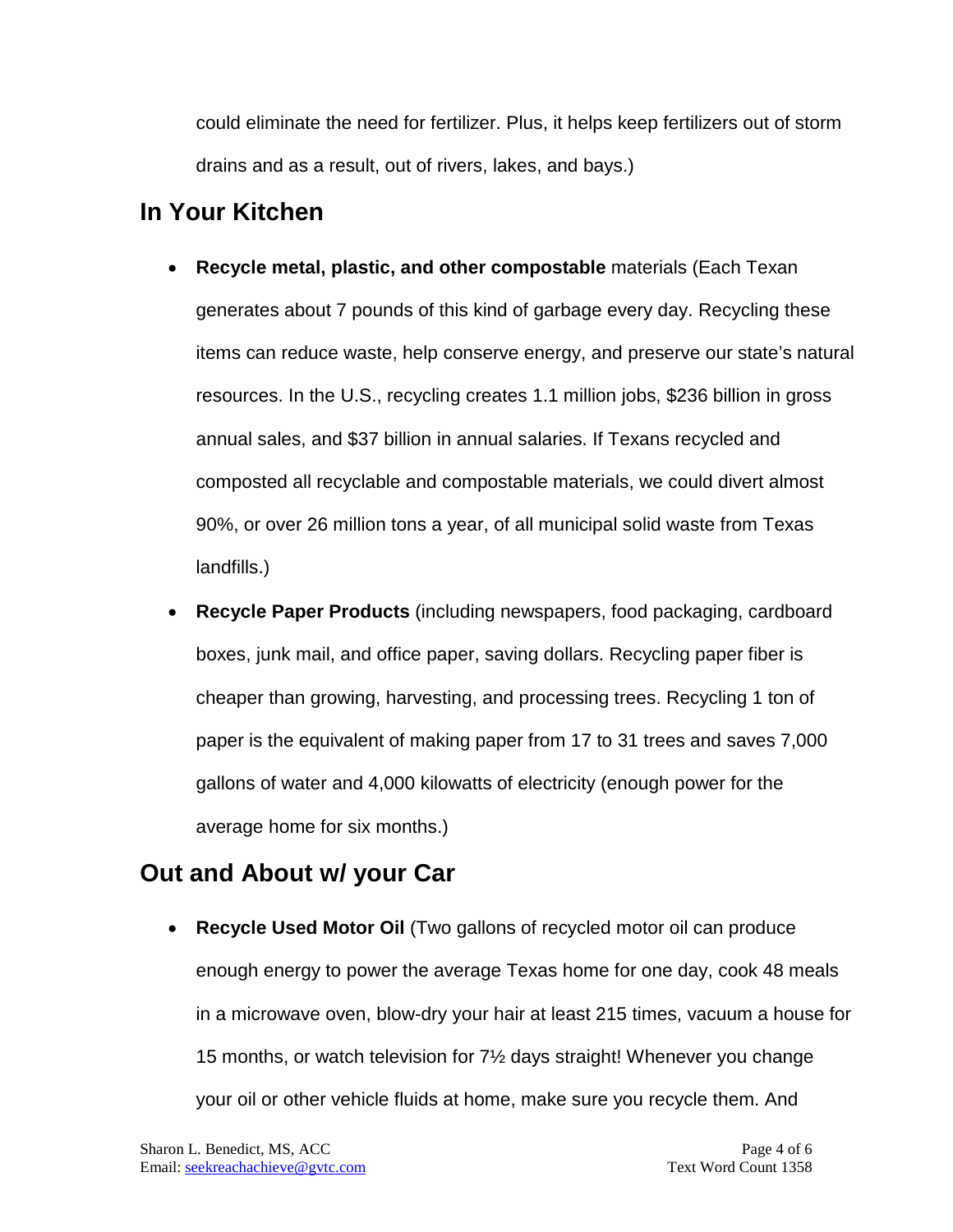could eliminate the need for fertilizer. Plus, it helps keep fertilizers out of storm drains and as a result, out of rivers, lakes, and bays.)

## In Your Kitchen

- **Recycle metal, plastic, and other compostable** materials (Each Texan generates about 7 pounds of this kind of garbage every day. Recycling these items can reduce waste, help conserve energy, and preserve our state's natural resources. In the U.S., recycling creates 1.1 million jobs, $236 billion in gross annual sales, and $37 billion in annual salaries. If Texans recycled and composted all recyclable and compostable materials, we could divert almost 90%, or over 26 million tons a year, of all municipal solid waste from Texas landfills.)
- **Recycle Paper Products** (including newspapers, food packaging, cardboard boxes, junk mail, and office paper, saving dollars. Recycling paper fiber is cheaper than growing, harvesting, and processing trees. Recycling 1 ton of paper is the equivalent of making paper from 17 to 31 trees and saves 7,000 gallons of water and 4,000 kilowatts of electricity (enough power for the average home for six months.)

## Out and About w/ your Car

- **Recycle Used Motor Oil** (Two gallons of recycled motor oil can produce enough energy to power the average Texas home for one day, cook 48 meals in a microwave oven, blow-dry your hair at least 215 times, vacuum a house for 15 months, or watch television for 7½ days straight! Whenever you change your oil or other vehicle fluids at home, make sure you recycle them. And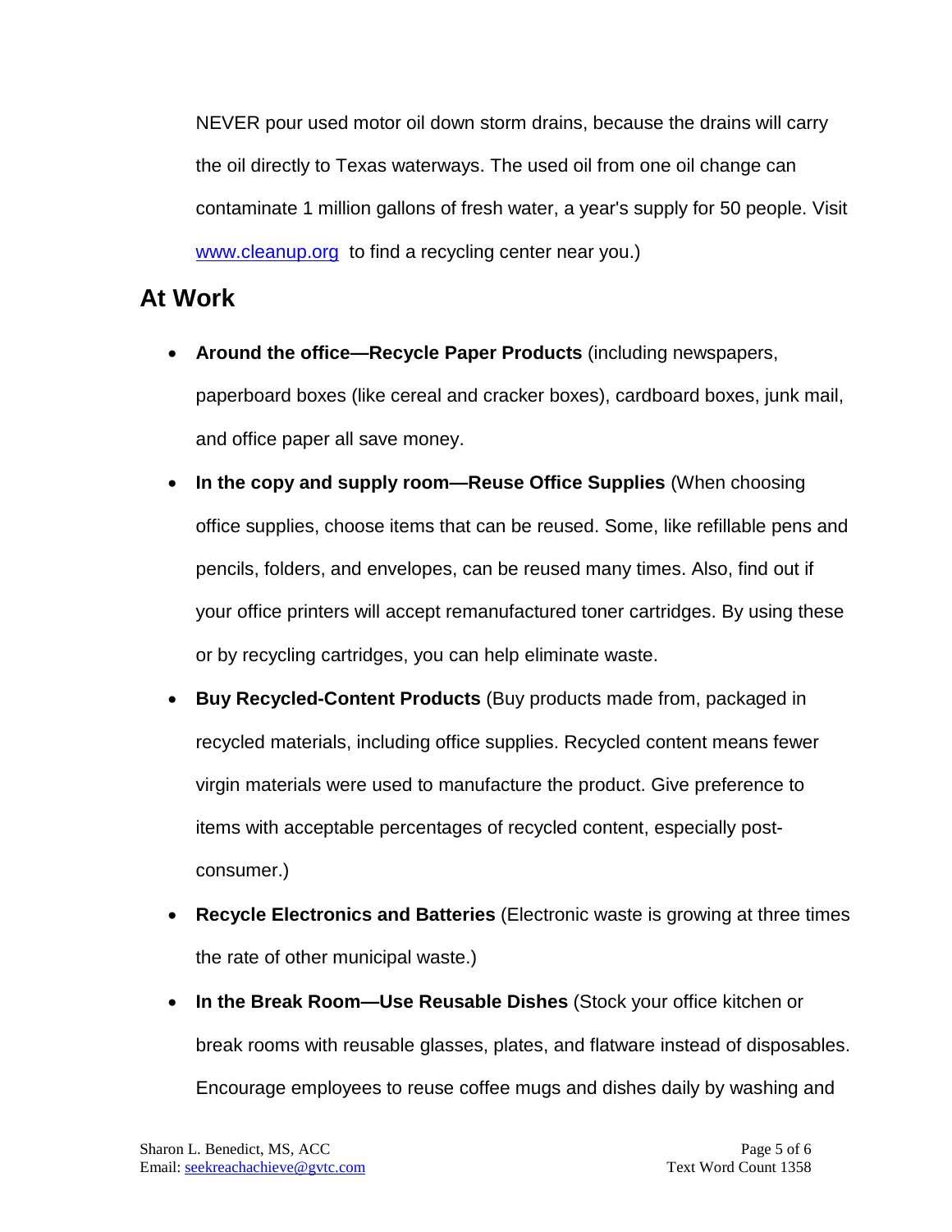NEVER pour used motor oil down storm drains, because the drains will carry the oil directly to Texas waterways. The used oil from one oil change can contaminate 1 million gallons of fresh water, a year's supply for 50 people. Visit www.cleanup.org to find a recycling center near you.)

## At Work

- **Around the office—Recycle Paper Products** (including newspapers, paperboard boxes (like cereal and cracker boxes), cardboard boxes, junk mail, and office paper all save money.
- **In the copy and supply room—Reuse Office Supplies** (When choosing office supplies, choose items that can be reused. Some, like refillable pens and pencils, folders, and envelopes, can be reused many times. Also, find out if your office printers will accept remanufactured toner cartridges. By using these or by recycling cartridges, you can help eliminate waste.
- **Buy Recycled-Content Products** (Buy products made from, packaged in recycled materials, including office supplies. Recycled content means fewer virgin materials were used to manufacture the product. Give preference to items with acceptable percentages of recycled content, especially post-consumer.)
- **Recycle Electronics and Batteries** (Electronic waste is growing at three times the rate of other municipal waste.)
- **In the Break Room—Use Reusable Dishes** (Stock your office kitchen or break rooms with reusable glasses, plates, and flatware instead of disposables. Encourage employees to reuse coffee mugs and dishes daily by washing and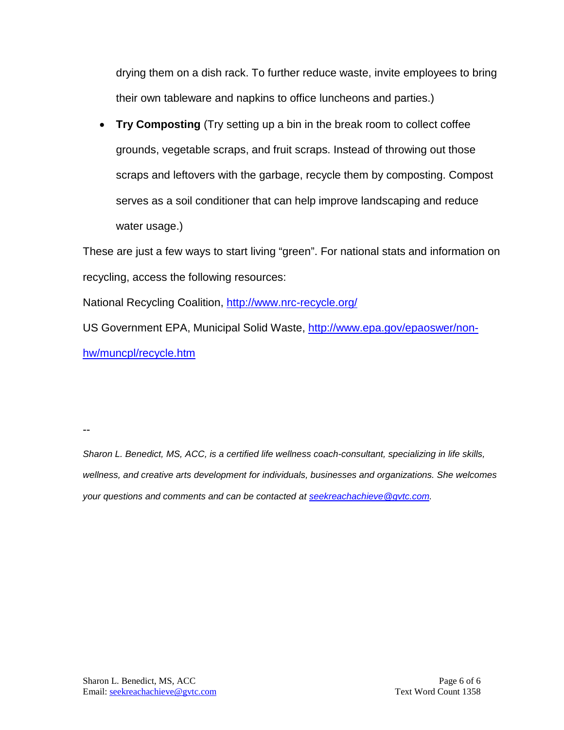drying them on a dish rack. To further reduce waste, invite employees to bring their own tableware and napkins to office luncheons and parties.)

- **Try Composting** (Try setting up a bin in the break room to collect coffee grounds, vegetable scraps, and fruit scraps. Instead of throwing out those scraps and leftovers with the garbage, recycle them by composting. Compost serves as a soil conditioner that can help improve landscaping and reduce water usage.)

These are just a few ways to start living "green". For national stats and information on recycling, access the following resources:

National Recycling Coalition, http://www.nrc-recycle.org/

US Government EPA, Municipal Solid Waste, http://www.epa.gov/epaoswer/non-hw/muncpl/recycle.htm

--

*Sharon L. Benedict, MS, ACC, is a certified life wellness coach-consultant, specializing in life skills, wellness, and creative arts development for individuals, businesses and organizations. She welcomes your questions and comments and can be contacted at seekreachachieve@gvtc.com.*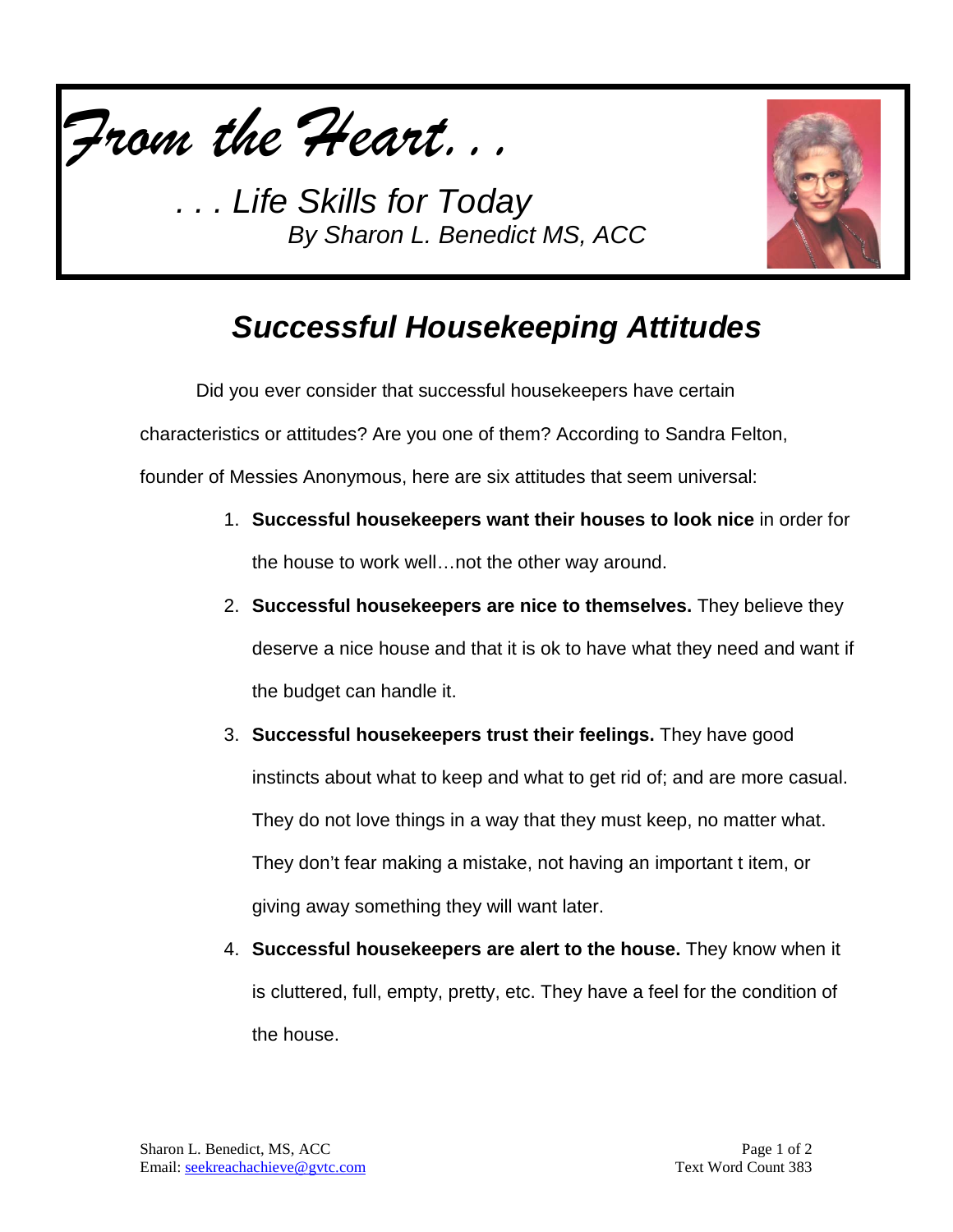*From the Heart. . .*

*. . . Life Skills for Today*
*By Sharon L. Benedict MS, ACC*

# *Successful Housekeeping Attitudes*

Did you ever consider that successful housekeepers have certain characteristics or attitudes? Are you one of them? According to Sandra Felton, founder of Messies Anonymous, here are six attitudes that seem universal:

1. **Successful housekeepers want their houses to look nice** in order for the house to work well…not the other way around.
2. **Successful housekeepers are nice to themselves.** They believe they deserve a nice house and that it is ok to have what they need and want if the budget can handle it.
3. **Successful housekeepers trust their feelings.** They have good instincts about what to keep and what to get rid of; and are more casual. They do not love things in a way that they must keep, no matter what. They don't fear making a mistake, not having an important t item, or giving away something they will want later.
4. **Successful housekeepers are alert to the house.** They know when it is cluttered, full, empty, pretty, etc. They have a feel for the condition of the house.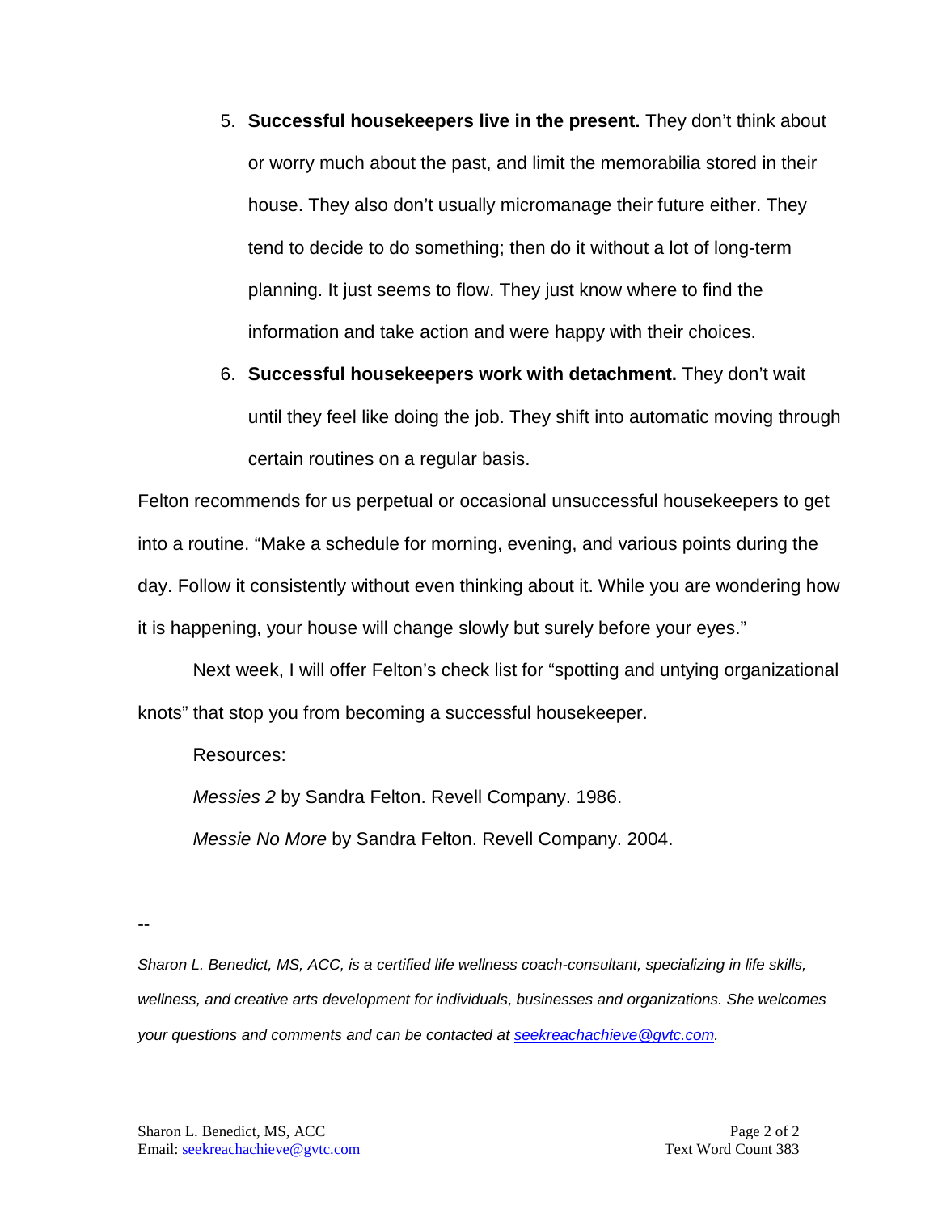5. **Successful housekeepers live in the present.** They don't think about or worry much about the past, and limit the memorabilia stored in their house. They also don't usually micromanage their future either. They tend to decide to do something; then do it without a lot of long-term planning. It just seems to flow. They just know where to find the information and take action and were happy with their choices.
6. **Successful housekeepers work with detachment.** They don't wait until they feel like doing the job. They shift into automatic moving through certain routines on a regular basis.

Felton recommends for us perpetual or occasional unsuccessful housekeepers to get into a routine. "Make a schedule for morning, evening, and various points during the day. Follow it consistently without even thinking about it. While you are wondering how it is happening, your house will change slowly but surely before your eyes."

Next week, I will offer Felton's check list for "spotting and untying organizational knots" that stop you from becoming a successful housekeeper.

Resources:

*Messies 2* by Sandra Felton. Revell Company. 1986.

*Messie No More* by Sandra Felton. Revell Company. 2004.

--

*Sharon L. Benedict, MS, ACC, is a certified life wellness coach-consultant, specializing in life skills, wellness, and creative arts development for individuals, businesses and organizations. She welcomes your questions and comments and can be contacted at seekreachachieve@gvtc.com.*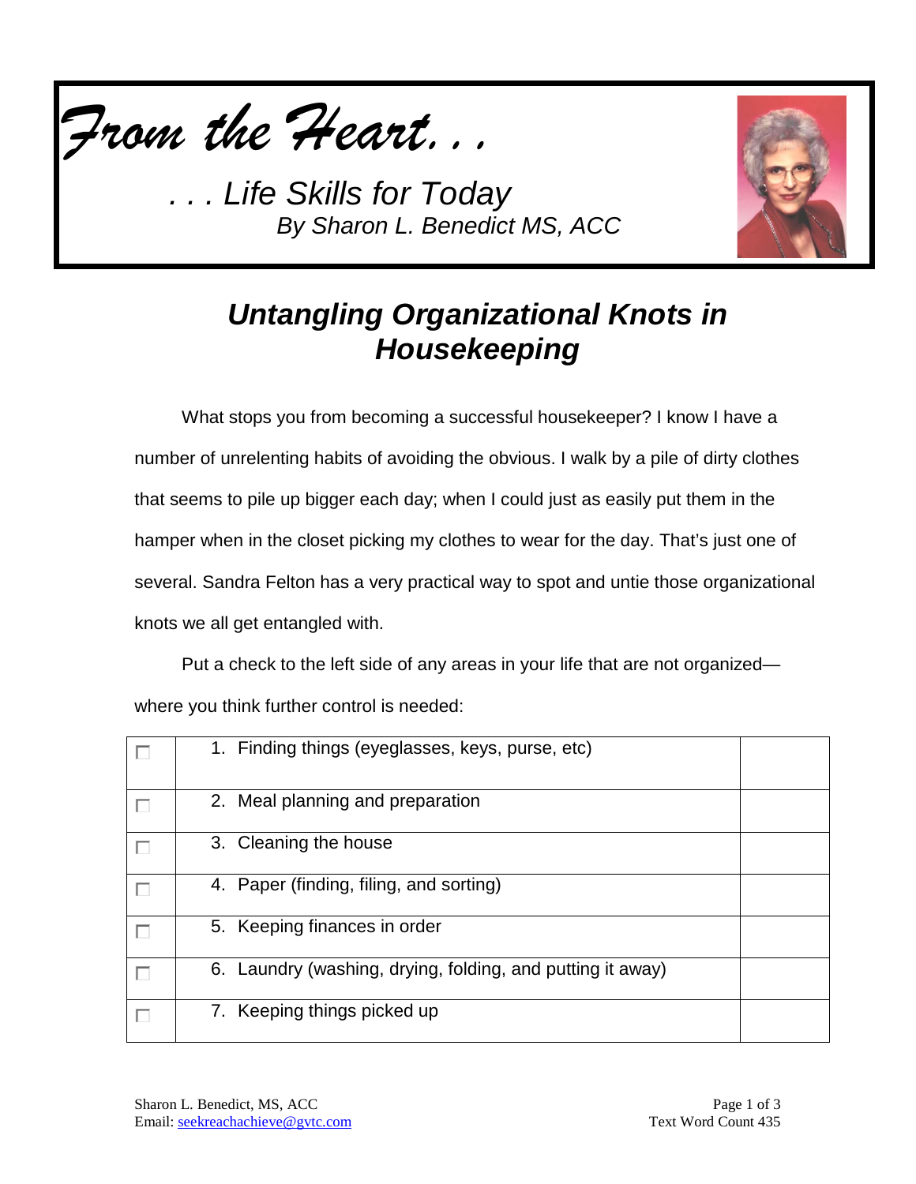*From the Heart. . .*

*. . . Life Skills for Today*
*By Sharon L. Benedict MS, ACC*

# *Untangling Organizational Knots in Housekeeping*

What stops you from becoming a successful housekeeper? I know I have a number of unrelenting habits of avoiding the obvious. I walk by a pile of dirty clothes that seems to pile up bigger each day; when I could just as easily put them in the hamper when in the closet picking my clothes to wear for the day. That's just one of several. Sandra Felton has a very practical way to spot and untie those organizational knots we all get entangled with.

Put a check to the left side of any areas in your life that are not organized—where you think further control is needed:

| | | |
|---|---|---|
| ☐ | 1. Finding things (eyeglasses, keys, purse, etc) | |
| ☐ | 2. Meal planning and preparation | |
| ☐ | 3. Cleaning the house | |
| ☐ | 4. Paper (finding, filing, and sorting) | |
| ☐ | 5. Keeping finances in order | |
| ☐ | 6. Laundry (washing, drying, folding, and putting it away) | |
| ☐ | 7. Keeping things picked up | |

Sharon L. Benedict, MS, ACC
Email: seekreachachieve@gvtc.com

Text Word Count 435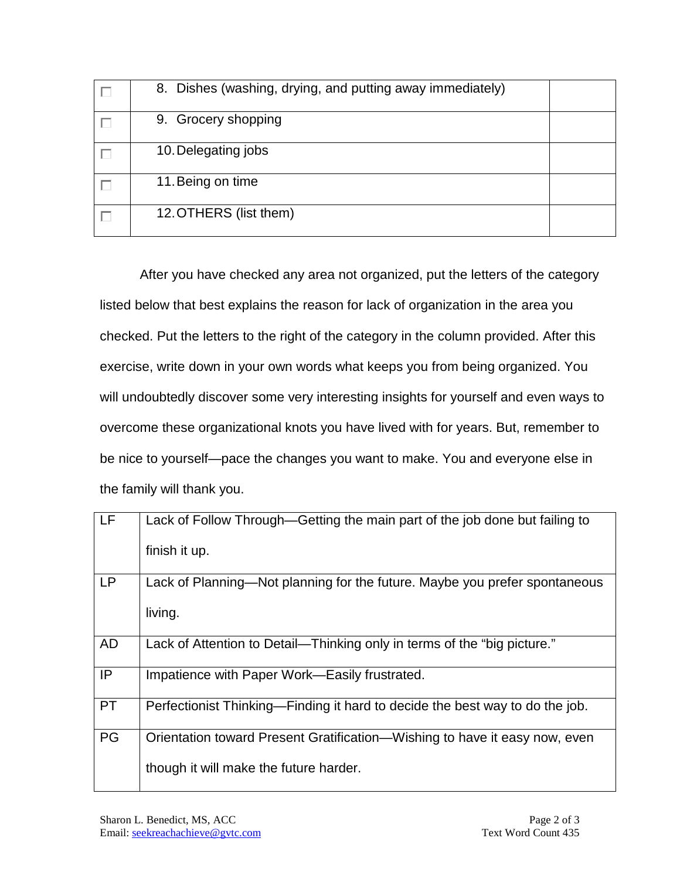| ☐ | 8. Dishes (washing, drying, and putting away immediately) | |
|---|---|---|
| ☐ | 9. Grocery shopping | |
| ☐ | 10. Delegating jobs | |
| ☐ | 11. Being on time | |
| ☐ | 12. OTHERS (list them) | |

After you have checked any area not organized, put the letters of the category listed below that best explains the reason for lack of organization in the area you checked. Put the letters to the right of the category in the column provided. After this exercise, write down in your own words what keeps you from being organized. You will undoubtedly discover some very interesting insights for yourself and even ways to overcome these organizational knots you have lived with for years. But, remember to be nice to yourself—pace the changes you want to make. You and everyone else in the family will thank you.

| LF | Lack of Follow Through—Getting the main part of the job done but failing to finish it up. |
|---|---|
| LP | Lack of Planning—Not planning for the future. Maybe you prefer spontaneous living. |
| AD | Lack of Attention to Detail—Thinking only in terms of the "big picture." |
| IP | Impatience with Paper Work—Easily frustrated. |
| PT | Perfectionist Thinking—Finding it hard to decide the best way to do the job. |
| PG | Orientation toward Present Gratification—Wishing to have it easy now, even though it will make the future harder. |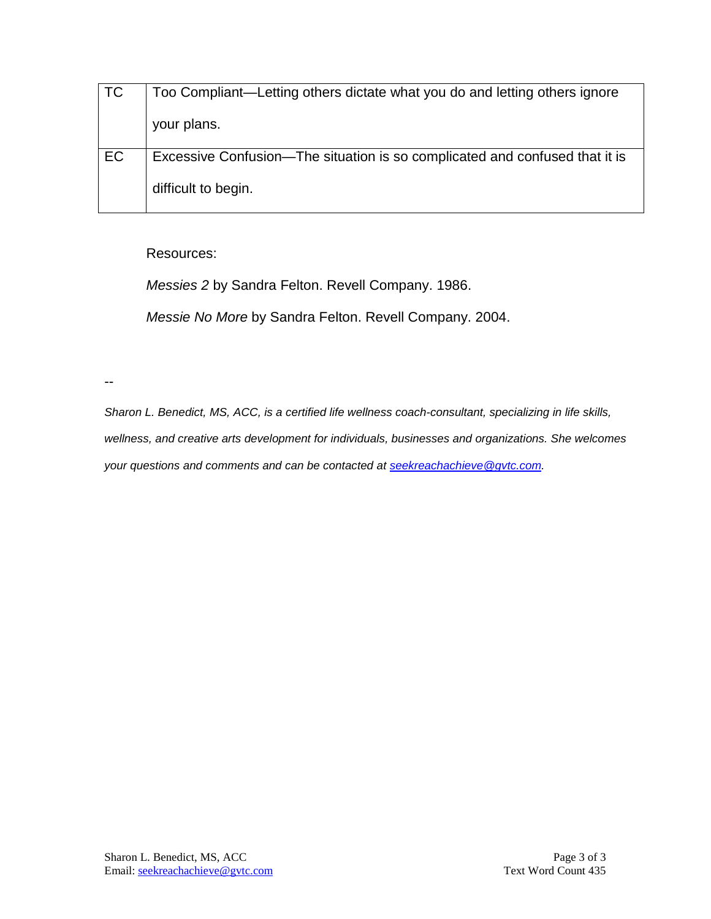| | |
|---|---|
| TC | Too Compliant—Letting others dictate what you do and letting others ignore your plans. |
| EC | Excessive Confusion—The situation is so complicated and confused that it is difficult to begin. |

Resources:

*Messies 2* by Sandra Felton. Revell Company. 1986.

*Messie No More* by Sandra Felton. Revell Company. 2004.

--

*Sharon L. Benedict, MS, ACC, is a certified life wellness coach-consultant, specializing in life skills, wellness, and creative arts development for individuals, businesses and organizations. She welcomes your questions and comments and can be contacted at [seekreachachieve@gvtc.com](mailto:seekreachachieve@gvtc.com).*

Text Word Count 435